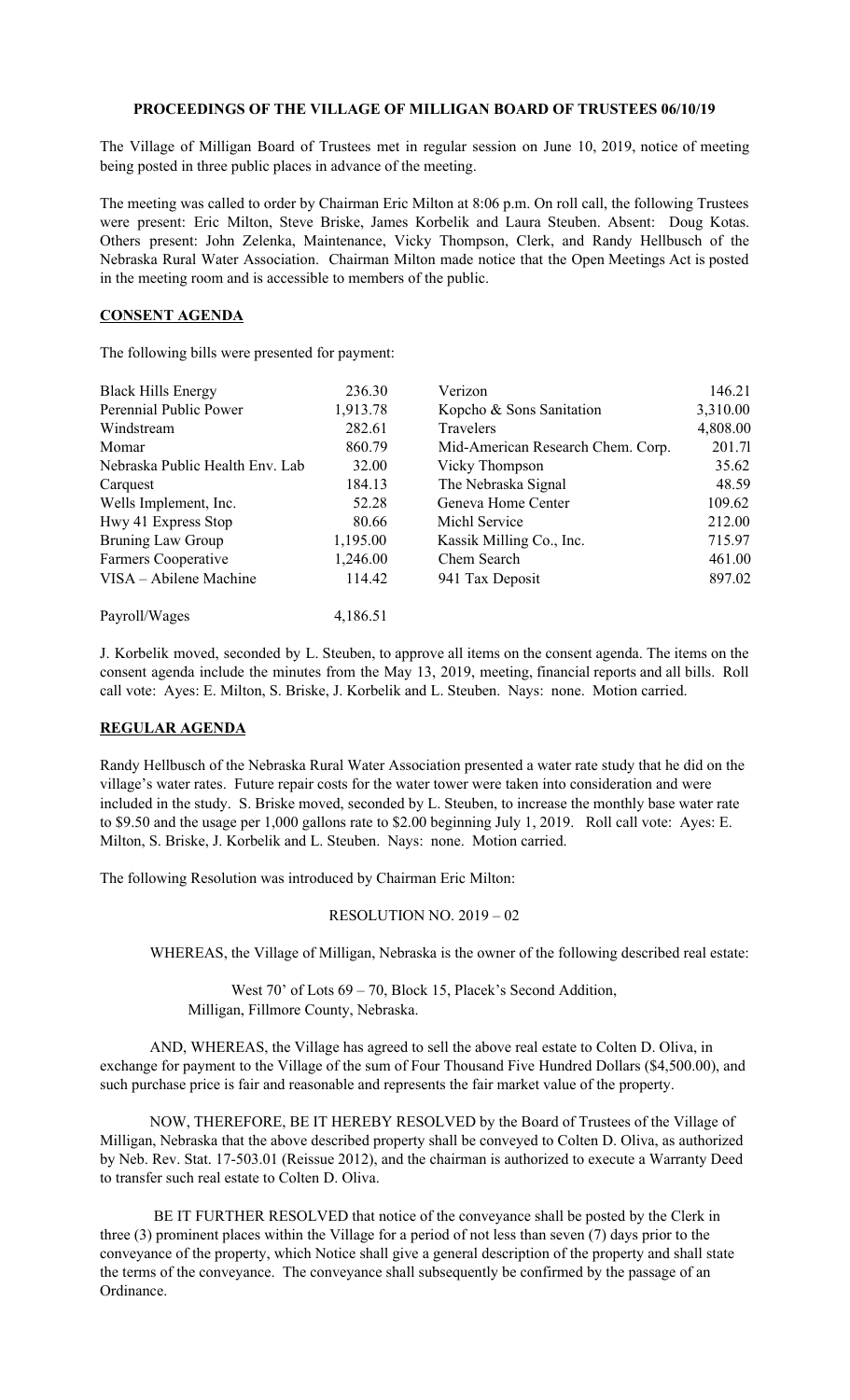# PROCEEDINGS OF THE VILLAGE OF MILLIGAN BOARD OF TRUSTEES 06/10/19

The Village of Milligan Board of Trustees met in regular session on June 10, 2019, notice of meeting being posted in three public places in advance of the meeting.

The meeting was called to order by Chairman Eric Milton at 8:06 p.m. On roll call, the following Trustees were present: Eric Milton, Steve Briske, James Korbelik and Laura Steuben. Absent: Doug Kotas. Others present: John Zelenka, Maintenance, Vicky Thompson, Clerk, and Randy Hellbusch of the Nebraska Rural Water Association. Chairman Milton made notice that the Open Meetings Act is posted in the meeting room and is accessible to members of the public.

## CONSENT AGENDA

The following bills were presented for payment:

| | | | |
|---|---|---|---|
| Black Hills Energy | 236.30 | Verizon | 146.21 |
| Perennial Public Power | 1,913.78 | Kopcho & Sons Sanitation | 3,310.00 |
| Windstream | 282.61 | Travelers | 4,808.00 |
| Momar | 860.79 | Mid-American Research Chem. Corp. | 201.7l |
| Nebraska Public Health Env. Lab | 32.00 | Vicky Thompson | 35.62 |
| Carquest | 184.13 | The Nebraska Signal | 48.59 |
| Wells Implement, Inc. | 52.28 | Geneva Home Center | 109.62 |
| Hwy 41 Express Stop | 80.66 | Michl Service | 212.00 |
| Bruning Law Group | 1,195.00 | Kassik Milling Co., Inc. | 715.97 |
| Farmers Cooperative | 1,246.00 | Chem Search | 461.00 |
| VISA – Abilene Machine | 114.42 | 941 Tax Deposit | 897.02 |
| Payroll/Wages | 4,186.51 | | |

J. Korbelik moved, seconded by L. Steuben, to approve all items on the consent agenda. The items on the consent agenda include the minutes from the May 13, 2019, meeting, financial reports and all bills. Roll call vote: Ayes: E. Milton, S. Briske, J. Korbelik and L. Steuben. Nays: none. Motion carried.

## REGULAR AGENDA

Randy Hellbusch of the Nebraska Rural Water Association presented a water rate study that he did on the village's water rates. Future repair costs for the water tower were taken into consideration and were included in the study. S. Briske moved, seconded by L. Steuben, to increase the monthly base water rate to $9.50 and the usage per 1,000 gallons rate to $2.00 beginning July 1, 2019. Roll call vote: Ayes: E. Milton, S. Briske, J. Korbelik and L. Steuben. Nays: none. Motion carried.

The following Resolution was introduced by Chairman Eric Milton:

RESOLUTION NO. 2019 – 02

WHEREAS, the Village of Milligan, Nebraska is the owner of the following described real estate:

West 70' of Lots 69 – 70, Block 15, Placek's Second Addition,
Milligan, Fillmore County, Nebraska.

AND, WHEREAS, the Village has agreed to sell the above real estate to Colten D. Oliva, in exchange for payment to the Village of the sum of Four Thousand Five Hundred Dollars ($4,500.00), and such purchase price is fair and reasonable and represents the fair market value of the property.

NOW, THEREFORE, BE IT HEREBY RESOLVED by the Board of Trustees of the Village of Milligan, Nebraska that the above described property shall be conveyed to Colten D. Oliva, as authorized by Neb. Rev. Stat. 17-503.01 (Reissue 2012), and the chairman is authorized to execute a Warranty Deed to transfer such real estate to Colten D. Oliva.

BE IT FURTHER RESOLVED that notice of the conveyance shall be posted by the Clerk in three (3) prominent places within the Village for a period of not less than seven (7) days prior to the conveyance of the property, which Notice shall give a general description of the property and shall state the terms of the conveyance. The conveyance shall subsequently be confirmed by the passage of an Ordinance.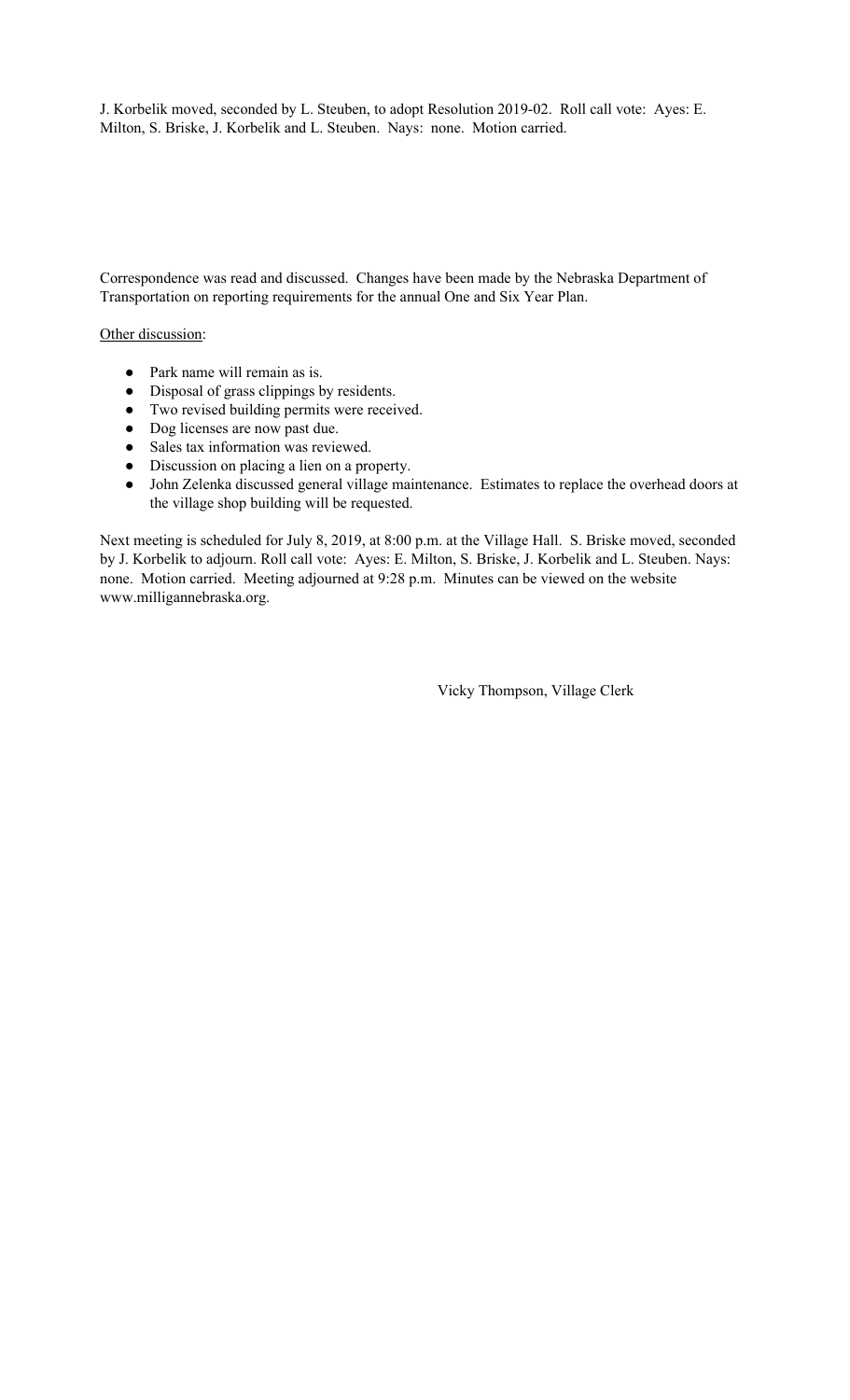J. Korbelik moved, seconded by L. Steuben, to adopt Resolution 2019-02. Roll call vote: Ayes: E. Milton, S. Briske, J. Korbelik and L. Steuben. Nays: none. Motion carried.

Correspondence was read and discussed. Changes have been made by the Nebraska Department of Transportation on reporting requirements for the annual One and Six Year Plan.

Other discussion:

- Park name will remain as is.
- Disposal of grass clippings by residents.
- Two revised building permits were received.
- Dog licenses are now past due.
- Sales tax information was reviewed.
- Discussion on placing a lien on a property.
- John Zelenka discussed general village maintenance. Estimates to replace the overhead doors at the village shop building will be requested.

Next meeting is scheduled for July 8, 2019, at 8:00 p.m. at the Village Hall. S. Briske moved, seconded by J. Korbelik to adjourn. Roll call vote: Ayes: E. Milton, S. Briske, J. Korbelik and L. Steuben. Nays: none. Motion carried. Meeting adjourned at 9:28 p.m. Minutes can be viewed on the website www.milligannebraska.org.

Vicky Thompson, Village Clerk